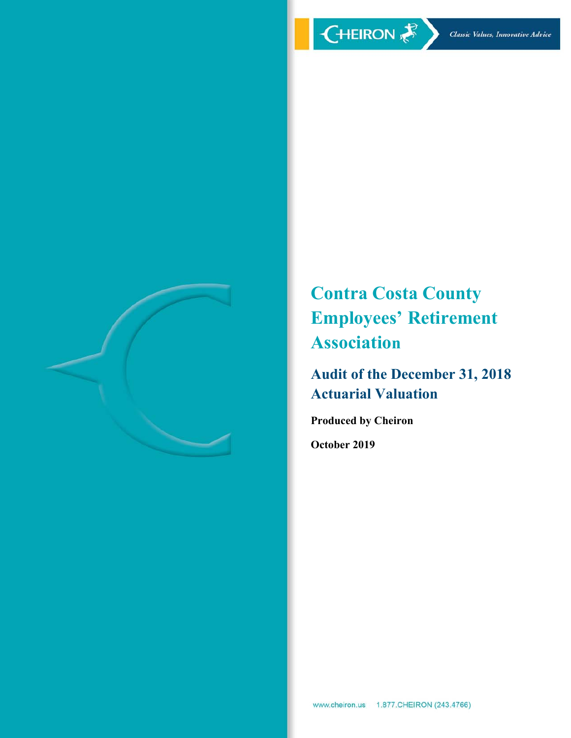CHEIRON

*Classic Values, Innovative Advice*

# Contra Costa County Employees' Retirement Association

## Audit of the December 31, 2018 Actuarial Valuation

**Produced by Cheiron**

**October 2019**

www.cheiron.us 1.877.CHEIRON (243.4766)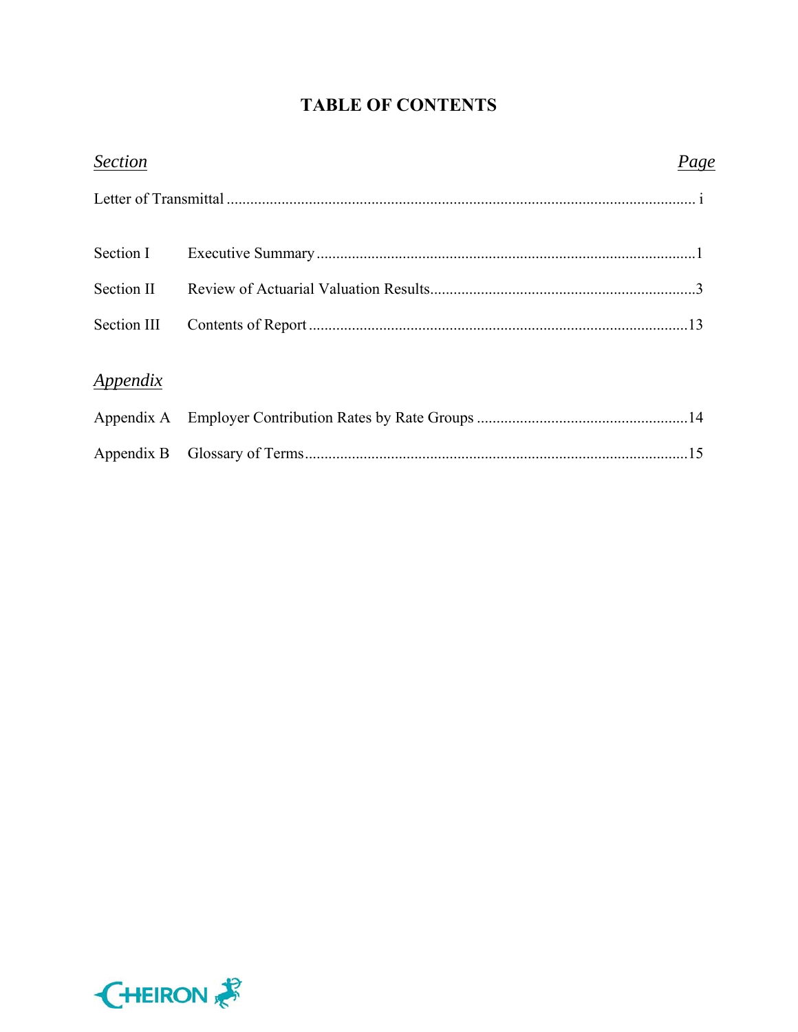# TABLE OF CONTENTS

| *Section* | | *Page* |
|---|---|---|
| Letter of Transmittal | | i |
| Section I | Executive Summary | 1 |
| Section II | Review of Actuarial Valuation Results | 3 |
| Section III | Contents of Report | 13 |

*Appendix*

| | | |
|---|---|---|
| Appendix A | Employer Contribution Rates by Rate Groups | 14 |
| Appendix B | Glossary of Terms | 15 |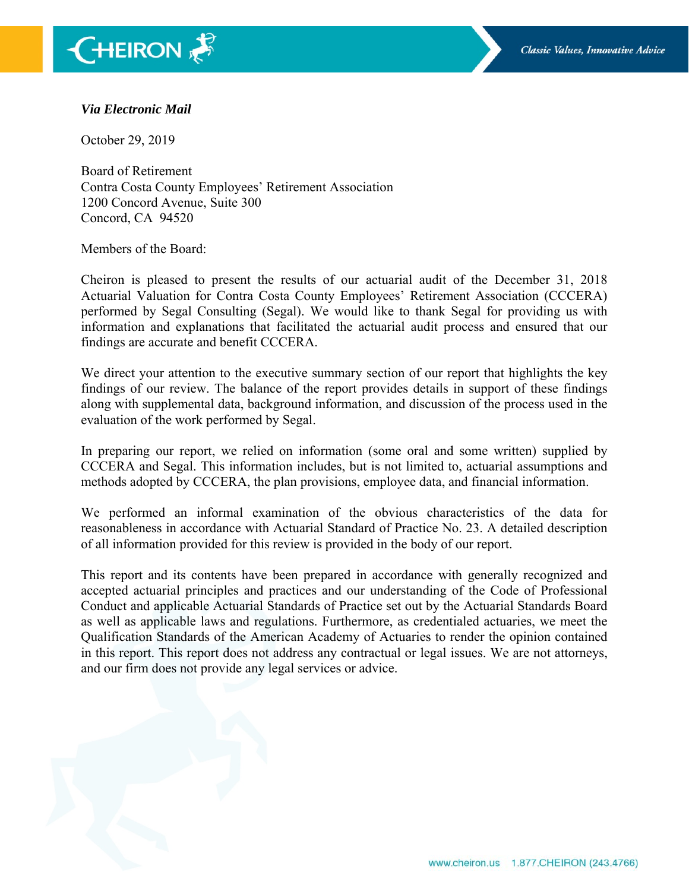*Via Electronic Mail*

October 29, 2019

Board of Retirement
Contra Costa County Employees' Retirement Association
1200 Concord Avenue, Suite 300
Concord, CA 94520

Members of the Board:

Cheiron is pleased to present the results of our actuarial audit of the December 31, 2018 Actuarial Valuation for Contra Costa County Employees' Retirement Association (CCCERA) performed by Segal Consulting (Segal). We would like to thank Segal for providing us with information and explanations that facilitated the actuarial audit process and ensured that our findings are accurate and benefit CCCERA.

We direct your attention to the executive summary section of our report that highlights the key findings of our review. The balance of the report provides details in support of these findings along with supplemental data, background information, and discussion of the process used in the evaluation of the work performed by Segal.

In preparing our report, we relied on information (some oral and some written) supplied by CCCERA and Segal. This information includes, but is not limited to, actuarial assumptions and methods adopted by CCCERA, the plan provisions, employee data, and financial information.

We performed an informal examination of the obvious characteristics of the data for reasonableness in accordance with Actuarial Standard of Practice No. 23. A detailed description of all information provided for this review is provided in the body of our report.

This report and its contents have been prepared in accordance with generally recognized and accepted actuarial principles and practices and our understanding of the Code of Professional Conduct and applicable Actuarial Standards of Practice set out by the Actuarial Standards Board as well as applicable laws and regulations. Furthermore, as credentialed actuaries, we meet the Qualification Standards of the American Academy of Actuaries to render the opinion contained in this report. This report does not address any contractual or legal issues. We are not attorneys, and our firm does not provide any legal services or advice.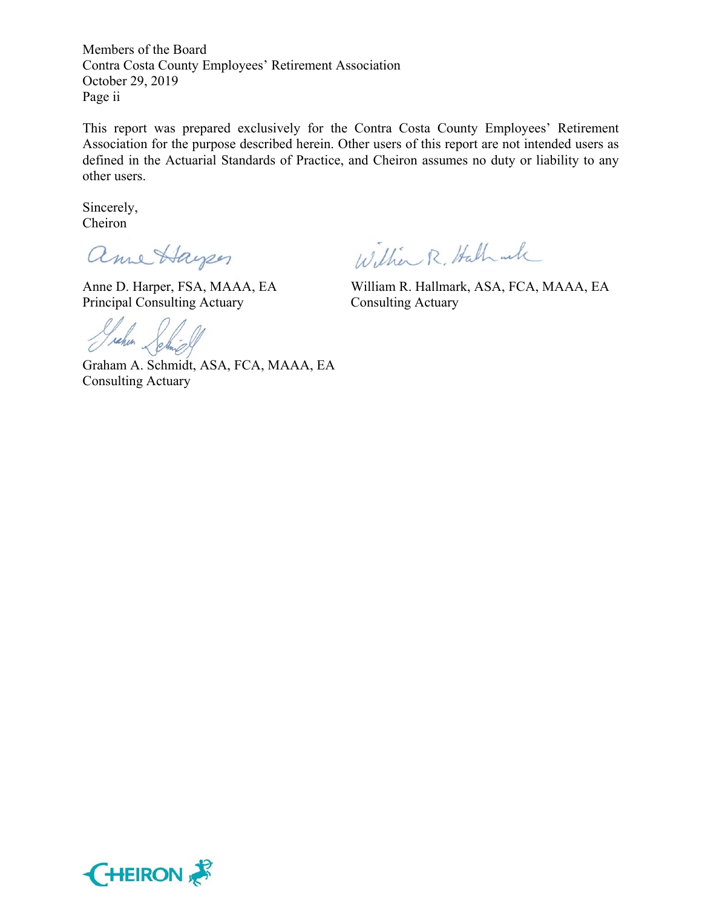Members of the Board
Contra Costa County Employees' Retirement Association
October 29, 2019
Page ii

This report was prepared exclusively for the Contra Costa County Employees' Retirement Association for the purpose described herein. Other users of this report are not intended users as defined in the Actuarial Standards of Practice, and Cheiron assumes no duty or liability to any other users.

Sincerely,
Cheiron

Anne D. Harper, FSA, MAAA, EA
Principal Consulting Actuary

William R. Hallmark, ASA, FCA, MAAA, EA
Consulting Actuary

Graham A. Schmidt, ASA, FCA, MAAA, EA
Consulting Actuary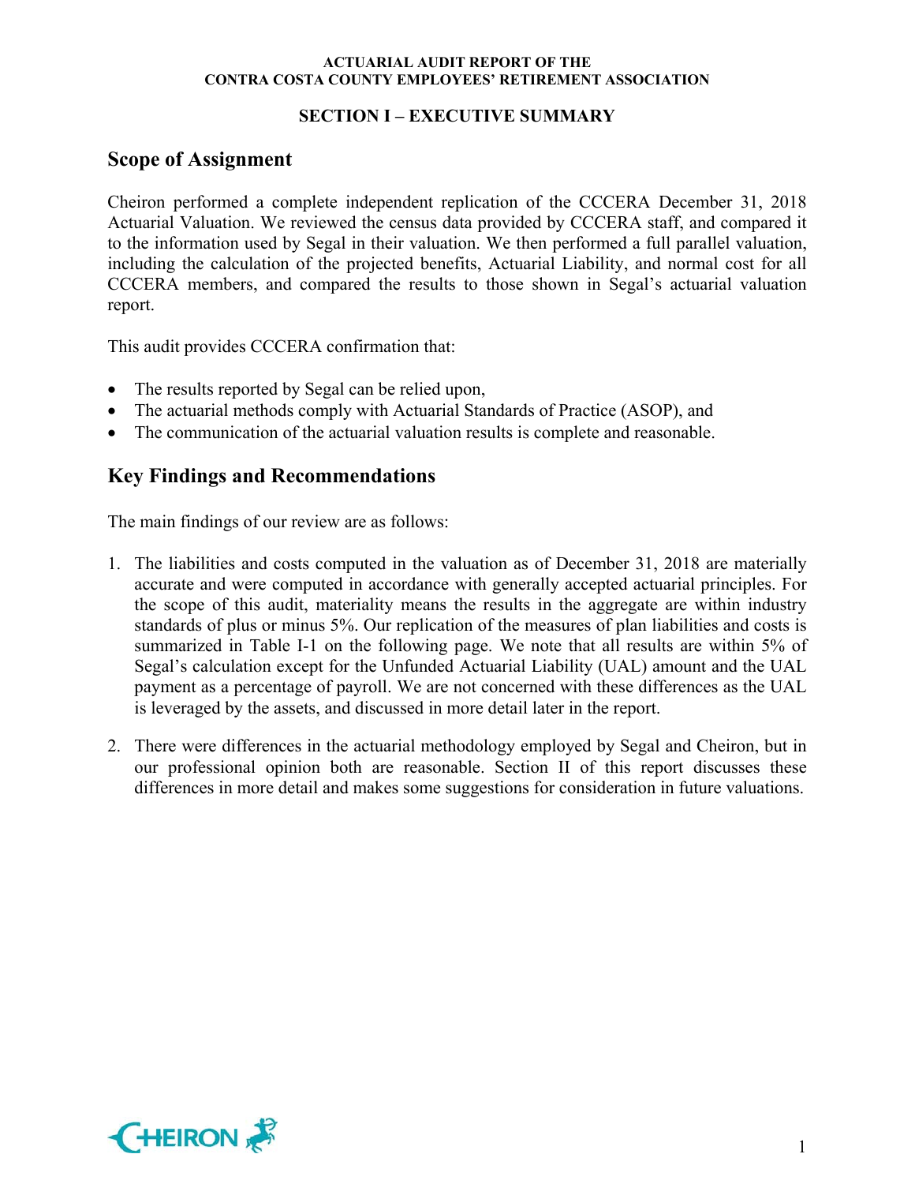## SECTION I – EXECUTIVE SUMMARY

## Scope of Assignment

Cheiron performed a complete independent replication of the CCCERA December 31, 2018 Actuarial Valuation. We reviewed the census data provided by CCCERA staff, and compared it to the information used by Segal in their valuation. We then performed a full parallel valuation, including the calculation of the projected benefits, Actuarial Liability, and normal cost for all CCCERA members, and compared the results to those shown in Segal's actuarial valuation report.

This audit provides CCCERA confirmation that:

- The results reported by Segal can be relied upon,
- The actuarial methods comply with Actuarial Standards of Practice (ASOP), and
- The communication of the actuarial valuation results is complete and reasonable.

## Key Findings and Recommendations

The main findings of our review are as follows:

1. The liabilities and costs computed in the valuation as of December 31, 2018 are materially accurate and were computed in accordance with generally accepted actuarial principles. For the scope of this audit, materiality means the results in the aggregate are within industry standards of plus or minus 5%. Our replication of the measures of plan liabilities and costs is summarized in Table I-1 on the following page. We note that all results are within 5% of Segal's calculation except for the Unfunded Actuarial Liability (UAL) amount and the UAL payment as a percentage of payroll. We are not concerned with these differences as the UAL is leveraged by the assets, and discussed in more detail later in the report.

2. There were differences in the actuarial methodology employed by Segal and Cheiron, but in our professional opinion both are reasonable. Section II of this report discusses these differences in more detail and makes some suggestions for consideration in future valuations.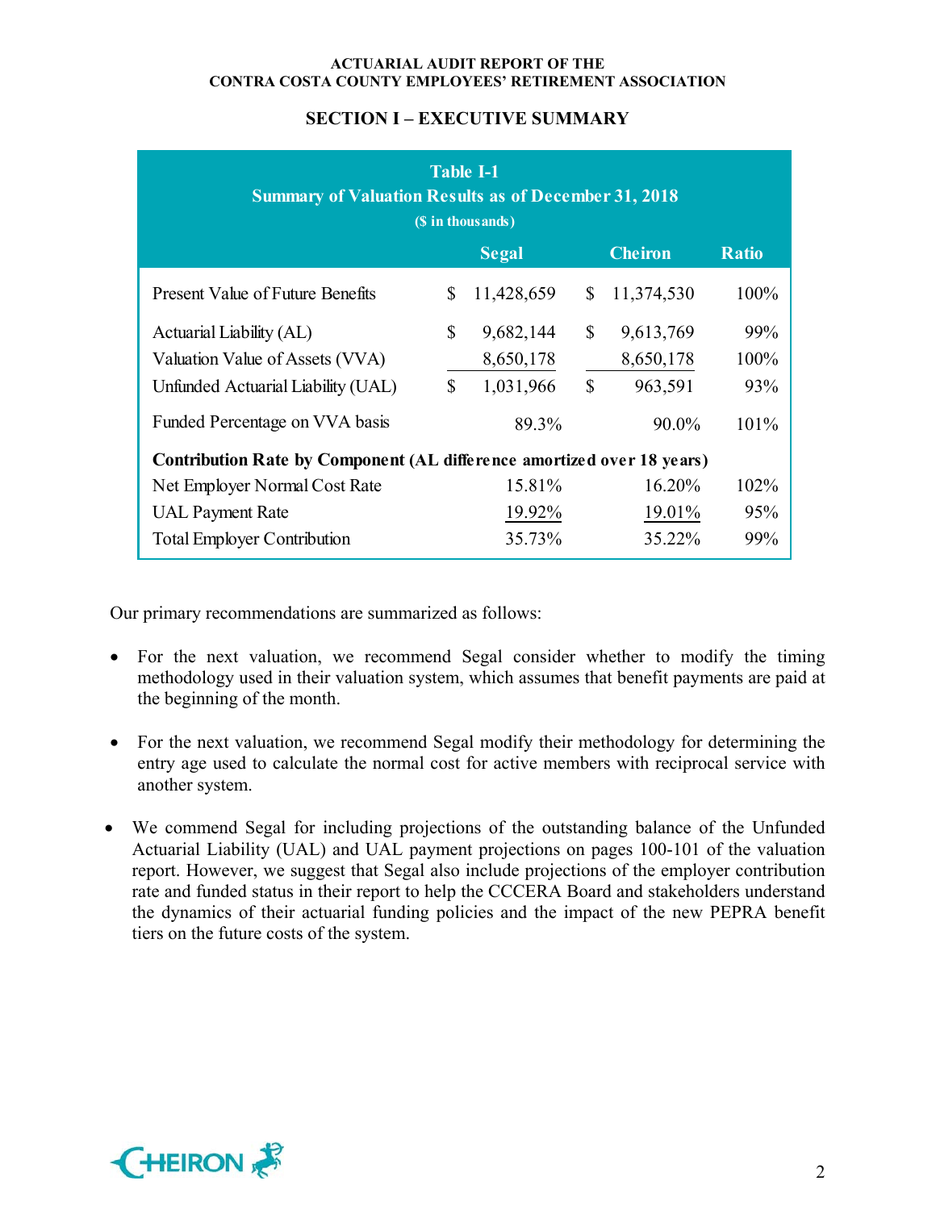## SECTION I – EXECUTIVE SUMMARY

**Table I-1**
**Summary of Valuation Results as of December 31, 2018**
**($ in thousands)**

| | Segal | Cheiron | Ratio |
|---|---|---|---|
| Present Value of Future Benefits | $ 11,428,659 | $ 11,374,530 | 100% |
| Actuarial Liability (AL) | $ 9,682,144 | $ 9,613,769 | 99% |
| Valuation Value of Assets (VVA) | 8,650,178 | 8,650,178 | 100% |
| Unfunded Actuarial Liability (UAL) | $ 1,031,966 | $ 963,591 | 93% |
| Funded Percentage on VVA basis | 89.3% | 90.0% | 101% |
| **Contribution Rate by Component (AL difference amortized over 18 years)** | | | |
| Net Employer Normal Cost Rate | 15.81% | 16.20% | 102% |
| UAL Payment Rate | 19.92% | 19.01% | 95% |
| Total Employer Contribution | 35.73% | 35.22% | 99% |

Our primary recommendations are summarized as follows:

- For the next valuation, we recommend Segal consider whether to modify the timing methodology used in their valuation system, which assumes that benefit payments are paid at the beginning of the month.
- For the next valuation, we recommend Segal modify their methodology for determining the entry age used to calculate the normal cost for active members with reciprocal service with another system.
- We commend Segal for including projections of the outstanding balance of the Unfunded Actuarial Liability (UAL) and UAL payment projections on pages 100-101 of the valuation report. However, we suggest that Segal also include projections of the employer contribution rate and funded status in their report to help the CCCERA Board and stakeholders understand the dynamics of their actuarial funding policies and the impact of the new PEPRA benefit tiers on the future costs of the system.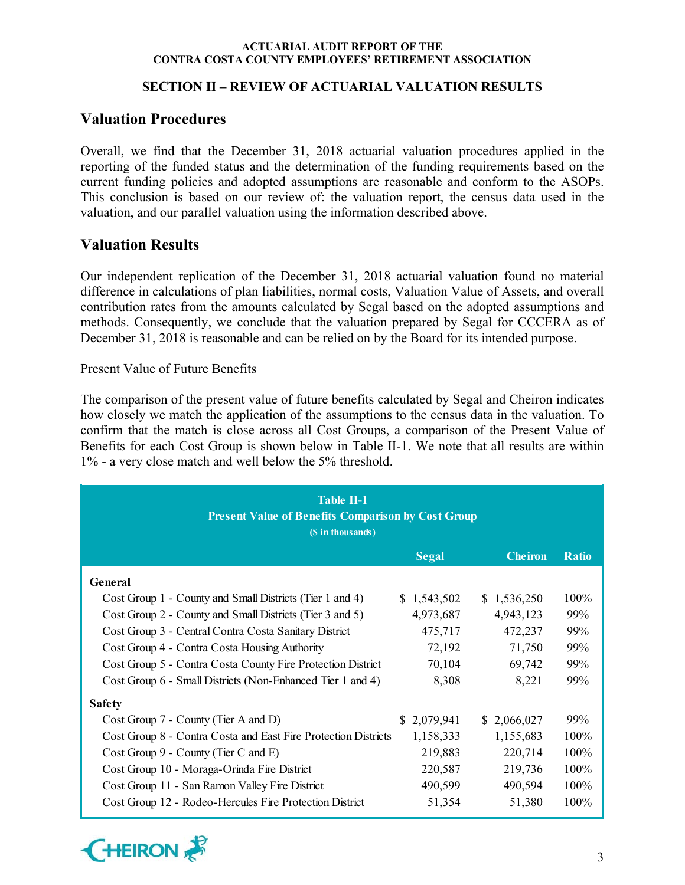## SECTION II – REVIEW OF ACTUARIAL VALUATION RESULTS

### Valuation Procedures

Overall, we find that the December 31, 2018 actuarial valuation procedures applied in the reporting of the funded status and the determination of the funding requirements based on the current funding policies and adopted assumptions are reasonable and conform to the ASOPs. This conclusion is based on our review of: the valuation report, the census data used in the valuation, and our parallel valuation using the information described above.

### Valuation Results

Our independent replication of the December 31, 2018 actuarial valuation found no material difference in calculations of plan liabilities, normal costs, Valuation Value of Assets, and overall contribution rates from the amounts calculated by Segal based on the adopted assumptions and methods. Consequently, we conclude that the valuation prepared by Segal for CCCERA as of December 31, 2018 is reasonable and can be relied on by the Board for its intended purpose.

Present Value of Future Benefits

The comparison of the present value of future benefits calculated by Segal and Cheiron indicates how closely we match the application of the assumptions to the census data in the valuation. To confirm that the match is close across all Cost Groups, a comparison of the Present Value of Benefits for each Cost Group is shown below in Table II-1. We note that all results are within 1% - a very close match and well below the 5% threshold.

**Table II-1**
**Present Value of Benefits Comparison by Cost Group**
**($ in thousands)**

| | Segal | Cheiron | Ratio |
|---|---|---|---|
| **General** | | | |
| Cost Group 1 - County and Small Districts (Tier 1 and 4) | $ 1,543,502 | $ 1,536,250 | 100% |
| Cost Group 2 - County and Small Districts (Tier 3 and 5) | 4,973,687 | 4,943,123 | 99% |
| Cost Group 3 - Central Contra Costa Sanitary District | 475,717 | 472,237 | 99% |
| Cost Group 4 - Contra Costa Housing Authority | 72,192 | 71,750 | 99% |
| Cost Group 5 - Contra Costa County Fire Protection District | 70,104 | 69,742 | 99% |
| Cost Group 6 - Small Districts (Non-Enhanced Tier 1 and 4) | 8,308 | 8,221 | 99% |
| **Safety** | | | |
| Cost Group 7 - County (Tier A and D) | $ 2,079,941 | $ 2,066,027 | 99% |
| Cost Group 8 - Contra Costa and East Fire Protection Districts | 1,158,333 | 1,155,683 | 100% |
| Cost Group 9 - County (Tier C and E) | 219,883 | 220,714 | 100% |
| Cost Group 10 - Moraga-Orinda Fire District | 220,587 | 219,736 | 100% |
| Cost Group 11 - San Ramon Valley Fire District | 490,599 | 490,594 | 100% |
| Cost Group 12 - Rodeo-Hercules Fire Protection District | 51,354 | 51,380 | 100% |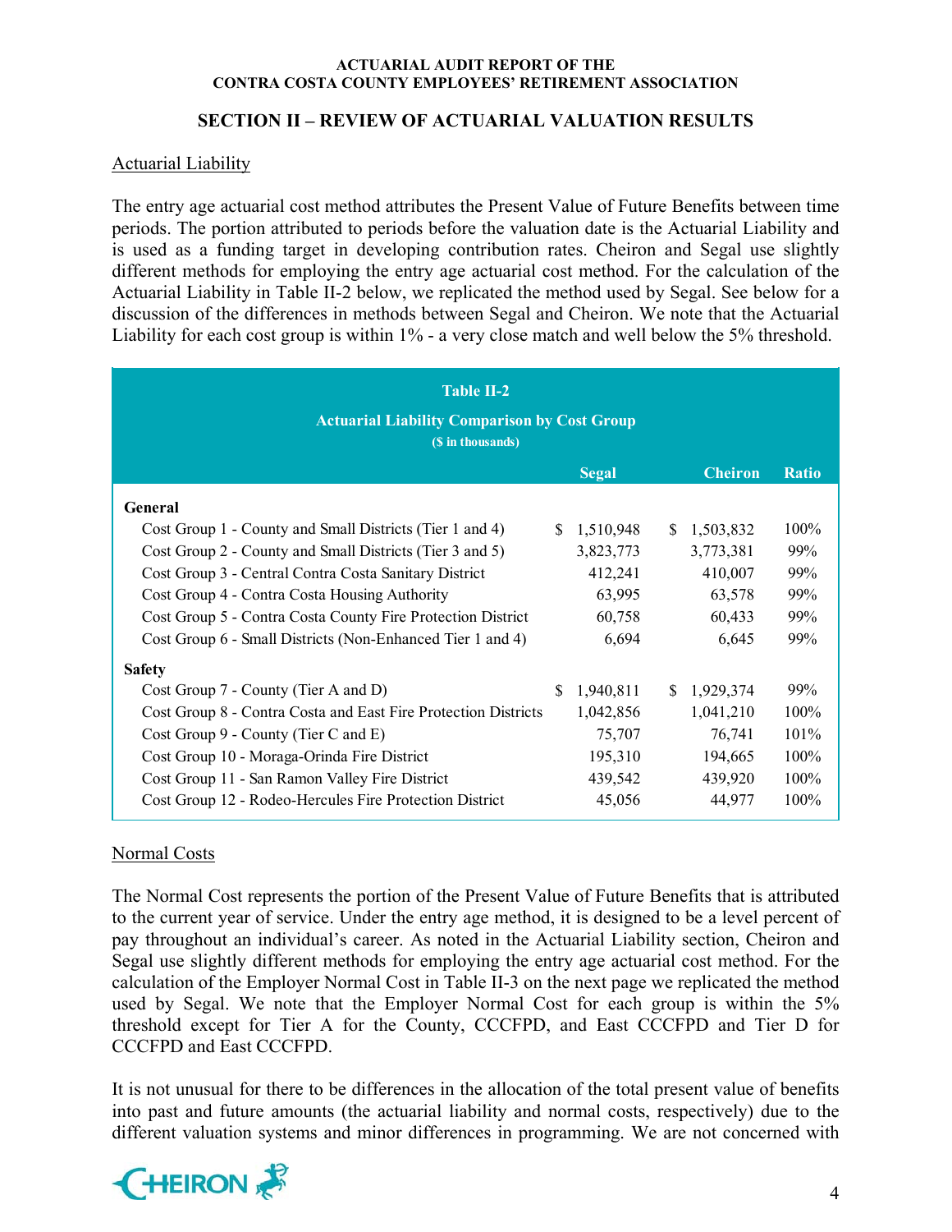## SECTION II – REVIEW OF ACTUARIAL VALUATION RESULTS

### Actuarial Liability

The entry age actuarial cost method attributes the Present Value of Future Benefits between time periods. The portion attributed to periods before the valuation date is the Actuarial Liability and is used as a funding target in developing contribution rates. Cheiron and Segal use slightly different methods for employing the entry age actuarial cost method. For the calculation of the Actuarial Liability in Table II-2 below, we replicated the method used by Segal. See below for a discussion of the differences in methods between Segal and Cheiron. We note that the Actuarial Liability for each cost group is within 1% - a very close match and well below the 5% threshold.

**Table II-2**
**Actuarial Liability Comparison by Cost Group**
**($ in thousands)**

| | Segal | Cheiron | Ratio |
|---|---|---|---|
| **General** | | | |
| Cost Group 1 - County and Small Districts (Tier 1 and 4) | $ 1,510,948 | $ 1,503,832 | 100% |
| Cost Group 2 - County and Small Districts (Tier 3 and 5) | 3,823,773 | 3,773,381 | 99% |
| Cost Group 3 - Central Contra Costa Sanitary District | 412,241 | 410,007 | 99% |
| Cost Group 4 - Contra Costa Housing Authority | 63,995 | 63,578 | 99% |
| Cost Group 5 - Contra Costa County Fire Protection District | 60,758 | 60,433 | 99% |
| Cost Group 6 - Small Districts (Non-Enhanced Tier 1 and 4) | 6,694 | 6,645 | 99% |
| **Safety** | | | |
| Cost Group 7 - County (Tier A and D) | $ 1,940,811 | $ 1,929,374 | 99% |
| Cost Group 8 - Contra Costa and East Fire Protection Districts | 1,042,856 | 1,041,210 | 100% |
| Cost Group 9 - County (Tier C and E) | 75,707 | 76,741 | 101% |
| Cost Group 10 - Moraga-Orinda Fire District | 195,310 | 194,665 | 100% |
| Cost Group 11 - San Ramon Valley Fire District | 439,542 | 439,920 | 100% |
| Cost Group 12 - Rodeo-Hercules Fire Protection District | 45,056 | 44,977 | 100% |

### Normal Costs

The Normal Cost represents the portion of the Present Value of Future Benefits that is attributed to the current year of service. Under the entry age method, it is designed to be a level percent of pay throughout an individual's career. As noted in the Actuarial Liability section, Cheiron and Segal use slightly different methods for employing the entry age actuarial cost method. For the calculation of the Employer Normal Cost in Table II-3 on the next page we replicated the method used by Segal. We note that the Employer Normal Cost for each group is within the 5% threshold except for Tier A for the County, CCCFPD, and East CCCFPD and Tier D for CCCFPD and East CCCFPD.

It is not unusual for there to be differences in the allocation of the total present value of benefits into past and future amounts (the actuarial liability and normal costs, respectively) due to the different valuation systems and minor differences in programming. We are not concerned with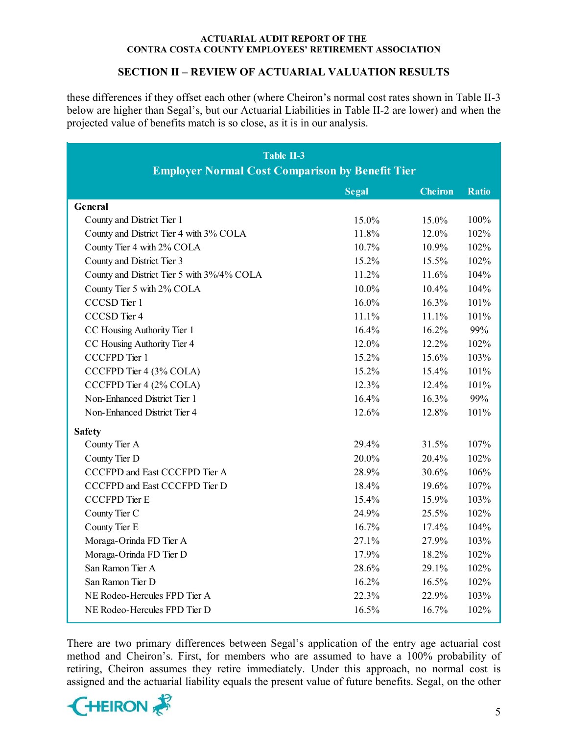these differences if they offset each other (where Cheiron's normal cost rates shown in Table II-3 below are higher than Segal's, but our Actuarial Liabilities in Table II-2 are lower) and when the projected value of benefits match is so close, as it is in our analysis.

**Table II-3**
**Employer Normal Cost Comparison by Benefit Tier**

| | Segal | Cheiron | Ratio |
|---|---|---|---|
| **General** | | | |
| County and District Tier 1 | 15.0% | 15.0% | 100% |
| County and District Tier 4 with 3% COLA | 11.8% | 12.0% | 102% |
| County Tier 4 with 2% COLA | 10.7% | 10.9% | 102% |
| County and District Tier 3 | 15.2% | 15.5% | 102% |
| County and District Tier 5 with 3%/4% COLA | 11.2% | 11.6% | 104% |
| County Tier 5 with 2% COLA | 10.0% | 10.4% | 104% |
| CCCSD Tier 1 | 16.0% | 16.3% | 101% |
| CCCSD Tier 4 | 11.1% | 11.1% | 101% |
| CC Housing Authority Tier 1 | 16.4% | 16.2% | 99% |
| CC Housing Authority Tier 4 | 12.0% | 12.2% | 102% |
| CCCFPD Tier 1 | 15.2% | 15.6% | 103% |
| CCCFPD Tier 4 (3% COLA) | 15.2% | 15.4% | 101% |
| CCCFPD Tier 4 (2% COLA) | 12.3% | 12.4% | 101% |
| Non-Enhanced District Tier 1 | 16.4% | 16.3% | 99% |
| Non-Enhanced District Tier 4 | 12.6% | 12.8% | 101% |
| **Safety** | | | |
| County Tier A | 29.4% | 31.5% | 107% |
| County Tier D | 20.0% | 20.4% | 102% |
| CCCFPD and East CCCFPD Tier A | 28.9% | 30.6% | 106% |
| CCCFPD and East CCCFPD Tier D | 18.4% | 19.6% | 107% |
| CCCFPD Tier E | 15.4% | 15.9% | 103% |
| County Tier C | 24.9% | 25.5% | 102% |
| County Tier E | 16.7% | 17.4% | 104% |
| Moraga-Orinda FD Tier A | 27.1% | 27.9% | 103% |
| Moraga-Orinda FD Tier D | 17.9% | 18.2% | 102% |
| San Ramon Tier A | 28.6% | 29.1% | 102% |
| San Ramon Tier D | 16.2% | 16.5% | 102% |
| NE Rodeo-Hercules FPD Tier A | 22.3% | 22.9% | 103% |
| NE Rodeo-Hercules FPD Tier D | 16.5% | 16.7% | 102% |

There are two primary differences between Segal's application of the entry age actuarial cost method and Cheiron's. First, for members who are assumed to have a 100% probability of retiring, Cheiron assumes they retire immediately. Under this approach, no normal cost is assigned and the actuarial liability equals the present value of future benefits. Segal, on the other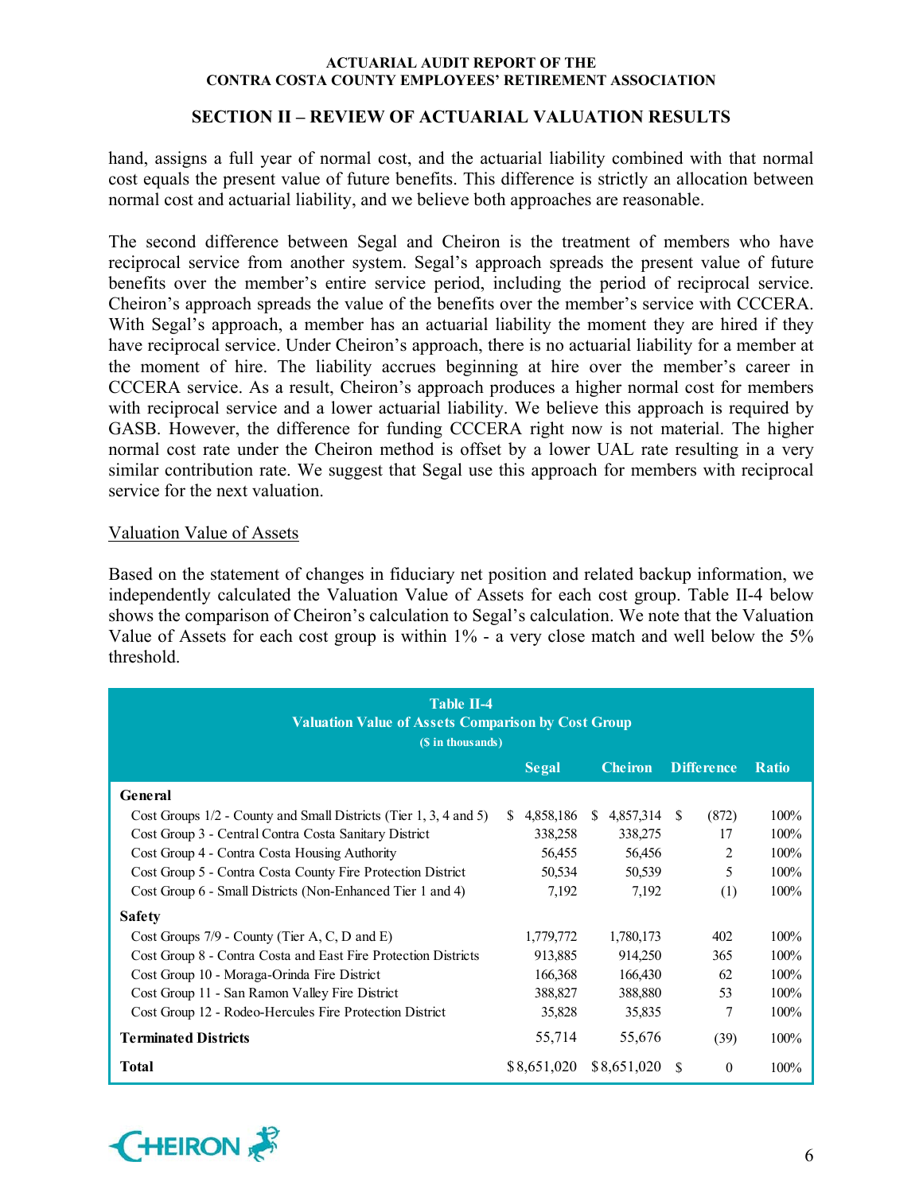## SECTION II – REVIEW OF ACTUARIAL VALUATION RESULTS

hand, assigns a full year of normal cost, and the actuarial liability combined with that normal cost equals the present value of future benefits. This difference is strictly an allocation between normal cost and actuarial liability, and we believe both approaches are reasonable.

The second difference between Segal and Cheiron is the treatment of members who have reciprocal service from another system. Segal's approach spreads the present value of future benefits over the member's entire service period, including the period of reciprocal service. Cheiron's approach spreads the value of the benefits over the member's service with CCCERA. With Segal's approach, a member has an actuarial liability the moment they are hired if they have reciprocal service. Under Cheiron's approach, there is no actuarial liability for a member at the moment of hire. The liability accrues beginning at hire over the member's career in CCCERA service. As a result, Cheiron's approach produces a higher normal cost for members with reciprocal service and a lower actuarial liability. We believe this approach is required by GASB. However, the difference for funding CCCERA right now is not material. The higher normal cost rate under the Cheiron method is offset by a lower UAL rate resulting in a very similar contribution rate. We suggest that Segal use this approach for members with reciprocal service for the next valuation.

### Valuation Value of Assets

Based on the statement of changes in fiduciary net position and related backup information, we independently calculated the Valuation Value of Assets for each cost group. Table II-4 below shows the comparison of Cheiron's calculation to Segal's calculation. We note that the Valuation Value of Assets for each cost group is within 1% - a very close match and well below the 5% threshold.

**Table II-4**
**Valuation Value of Assets Comparison by Cost Group**
**($ in thousands)**

| | Segal | Cheiron | Difference | Ratio |
|---|---|---|---|---|
| **General** | | | | |
| Cost Groups 1/2 - County and Small Districts (Tier 1, 3, 4 and 5) | $ 4,858,186 | $ 4,857,314 | $ (872) | 100% |
| Cost Group 3 - Central Contra Costa Sanitary District | 338,258 | 338,275 | 17 | 100% |
| Cost Group 4 - Contra Costa Housing Authority | 56,455 | 56,456 | 2 | 100% |
| Cost Group 5 - Contra Costa County Fire Protection District | 50,534 | 50,539 | 5 | 100% |
| Cost Group 6 - Small Districts (Non-Enhanced Tier 1 and 4) | 7,192 | 7,192 | (1) | 100% |
| **Safety** | | | | |
| Cost Groups 7/9 - County (Tier A, C, D and E) | 1,779,772 | 1,780,173 | 402 | 100% |
| Cost Group 8 - Contra Costa and East Fire Protection Districts | 913,885 | 914,250 | 365 | 100% |
| Cost Group 10 - Moraga-Orinda Fire District | 166,368 | 166,430 | 62 | 100% |
| Cost Group 11 - San Ramon Valley Fire District | 388,827 | 388,880 | 53 | 100% |
| Cost Group 12 - Rodeo-Hercules Fire Protection District | 35,828 | 35,835 | 7 | 100% |
| **Terminated Districts** | 55,714 | 55,676 | (39) | 100% |
| **Total** | $8,651,020 | $8,651,020 | $ 0 | 100% |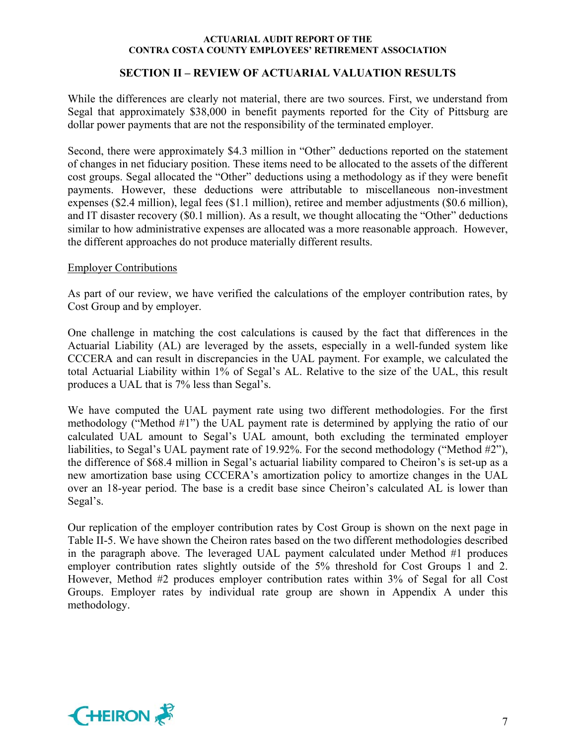## SECTION II – REVIEW OF ACTUARIAL VALUATION RESULTS

While the differences are clearly not material, there are two sources. First, we understand from Segal that approximately $38,000 in benefit payments reported for the City of Pittsburg are dollar power payments that are not the responsibility of the terminated employer.

Second, there were approximately $4.3 million in "Other" deductions reported on the statement of changes in net fiduciary position. These items need to be allocated to the assets of the different cost groups. Segal allocated the "Other" deductions using a methodology as if they were benefit payments. However, these deductions were attributable to miscellaneous non-investment expenses ($2.4 million), legal fees ($1.1 million), retiree and member adjustments ($0.6 million), and IT disaster recovery ($0.1 million). As a result, we thought allocating the "Other" deductions similar to how administrative expenses are allocated was a more reasonable approach. However, the different approaches do not produce materially different results.

Employer Contributions

As part of our review, we have verified the calculations of the employer contribution rates, by Cost Group and by employer.

One challenge in matching the cost calculations is caused by the fact that differences in the Actuarial Liability (AL) are leveraged by the assets, especially in a well-funded system like CCCERA and can result in discrepancies in the UAL payment. For example, we calculated the total Actuarial Liability within 1% of Segal's AL. Relative to the size of the UAL, this result produces a UAL that is 7% less than Segal's.

We have computed the UAL payment rate using two different methodologies. For the first methodology ("Method #1") the UAL payment rate is determined by applying the ratio of our calculated UAL amount to Segal's UAL amount, both excluding the terminated employer liabilities, to Segal's UAL payment rate of 19.92%. For the second methodology ("Method #2"), the difference of $68.4 million in Segal's actuarial liability compared to Cheiron's is set-up as a new amortization base using CCCERA's amortization policy to amortize changes in the UAL over an 18-year period. The base is a credit base since Cheiron's calculated AL is lower than Segal's.

Our replication of the employer contribution rates by Cost Group is shown on the next page in Table II-5. We have shown the Cheiron rates based on the two different methodologies described in the paragraph above. The leveraged UAL payment calculated under Method #1 produces employer contribution rates slightly outside of the 5% threshold for Cost Groups 1 and 2. However, Method #2 produces employer contribution rates within 3% of Segal for all Cost Groups. Employer rates by individual rate group are shown in Appendix A under this methodology.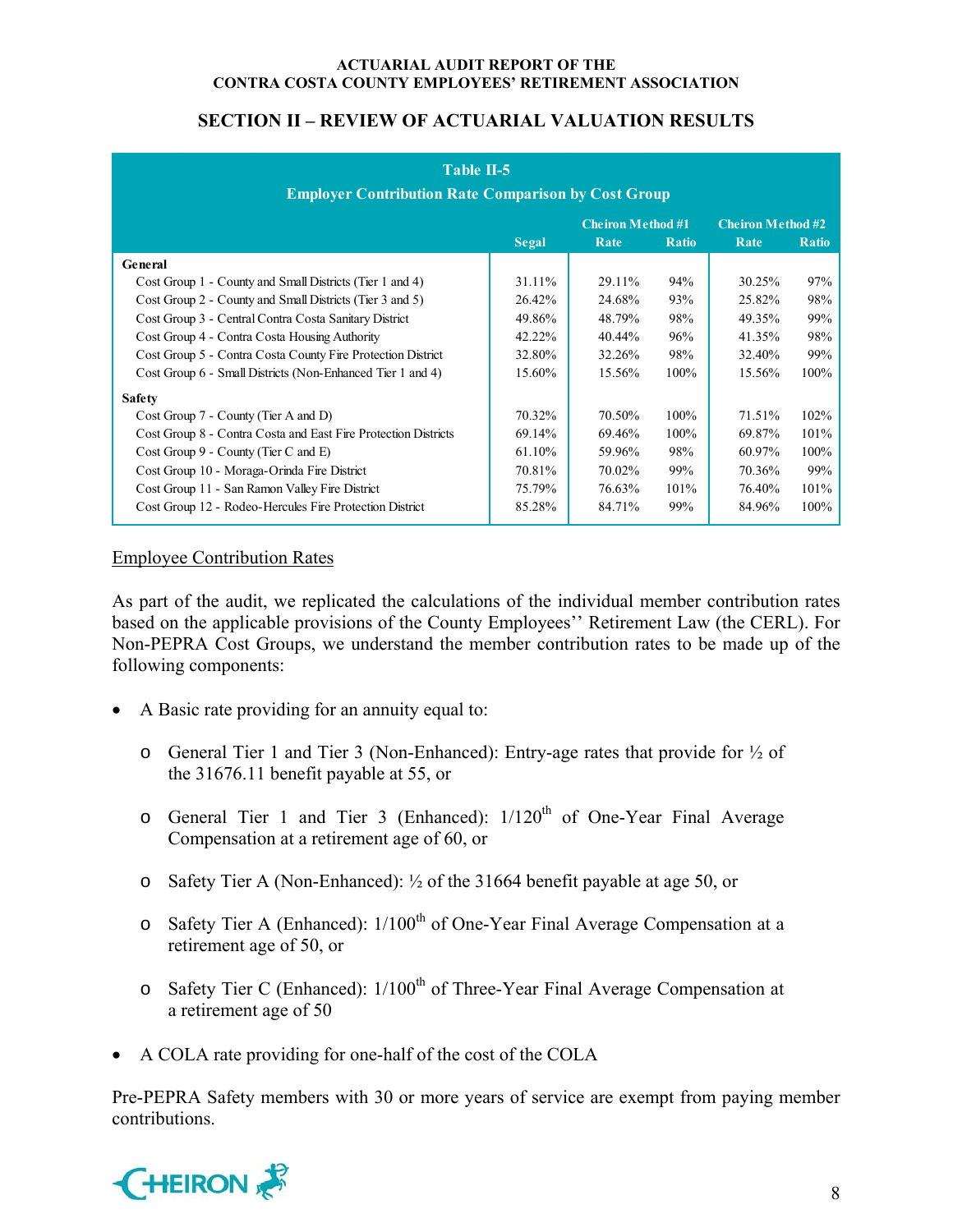## SECTION II – REVIEW OF ACTUARIAL VALUATION RESULTS

**Table II-5**
**Employer Contribution Rate Comparison by Cost Group**

| | Segal | Cheiron Method #1 | | Cheiron Method #2 | |
|---|---|---|---|---|---|
| | | Rate | Ratio | Rate | Ratio |
| **General** | | | | | |
| Cost Group 1 - County and Small Districts (Tier 1 and 4) | 31.11% | 29.11% | 94% | 30.25% | 97% |
| Cost Group 2 - County and Small Districts (Tier 3 and 5) | 26.42% | 24.68% | 93% | 25.82% | 98% |
| Cost Group 3 - Central Contra Costa Sanitary District | 49.86% | 48.79% | 98% | 49.35% | 99% |
| Cost Group 4 - Contra Costa Housing Authority | 42.22% | 40.44% | 96% | 41.35% | 98% |
| Cost Group 5 - Contra Costa County Fire Protection District | 32.80% | 32.26% | 98% | 32.40% | 99% |
| Cost Group 6 - Small Districts (Non-Enhanced Tier 1 and 4) | 15.60% | 15.56% | 100% | 15.56% | 100% |
| **Safety** | | | | | |
| Cost Group 7 - County (Tier A and D) | 70.32% | 70.50% | 100% | 71.51% | 102% |
| Cost Group 8 - Contra Costa and East Fire Protection Districts | 69.14% | 69.46% | 100% | 69.87% | 101% |
| Cost Group 9 - County (Tier C and E) | 61.10% | 59.96% | 98% | 60.97% | 100% |
| Cost Group 10 - Moraga-Orinda Fire District | 70.81% | 70.02% | 99% | 70.36% | 99% |
| Cost Group 11 - San Ramon Valley Fire District | 75.79% | 76.63% | 101% | 76.40% | 101% |
| Cost Group 12 - Rodeo-Hercules Fire Protection District | 85.28% | 84.71% | 99% | 84.96% | 100% |

Employee Contribution Rates

As part of the audit, we replicated the calculations of the individual member contribution rates based on the applicable provisions of the County Employees'' Retirement Law (the CERL). For Non-PEPRA Cost Groups, we understand the member contribution rates to be made up of the following components:

- A Basic rate providing for an annuity equal to:
  - General Tier 1 and Tier 3 (Non-Enhanced): Entry-age rates that provide for ½ of the 31676.11 benefit payable at 55, or
  - General Tier 1 and Tier 3 (Enhanced): 1/120th of One-Year Final Average Compensation at a retirement age of 60, or
  - Safety Tier A (Non-Enhanced): ½ of the 31664 benefit payable at age 50, or
  - Safety Tier A (Enhanced): 1/100th of One-Year Final Average Compensation at a retirement age of 50, or
  - Safety Tier C (Enhanced): 1/100th of Three-Year Final Average Compensation at a retirement age of 50
- A COLA rate providing for one-half of the cost of the COLA

Pre-PEPRA Safety members with 30 or more years of service are exempt from paying member contributions.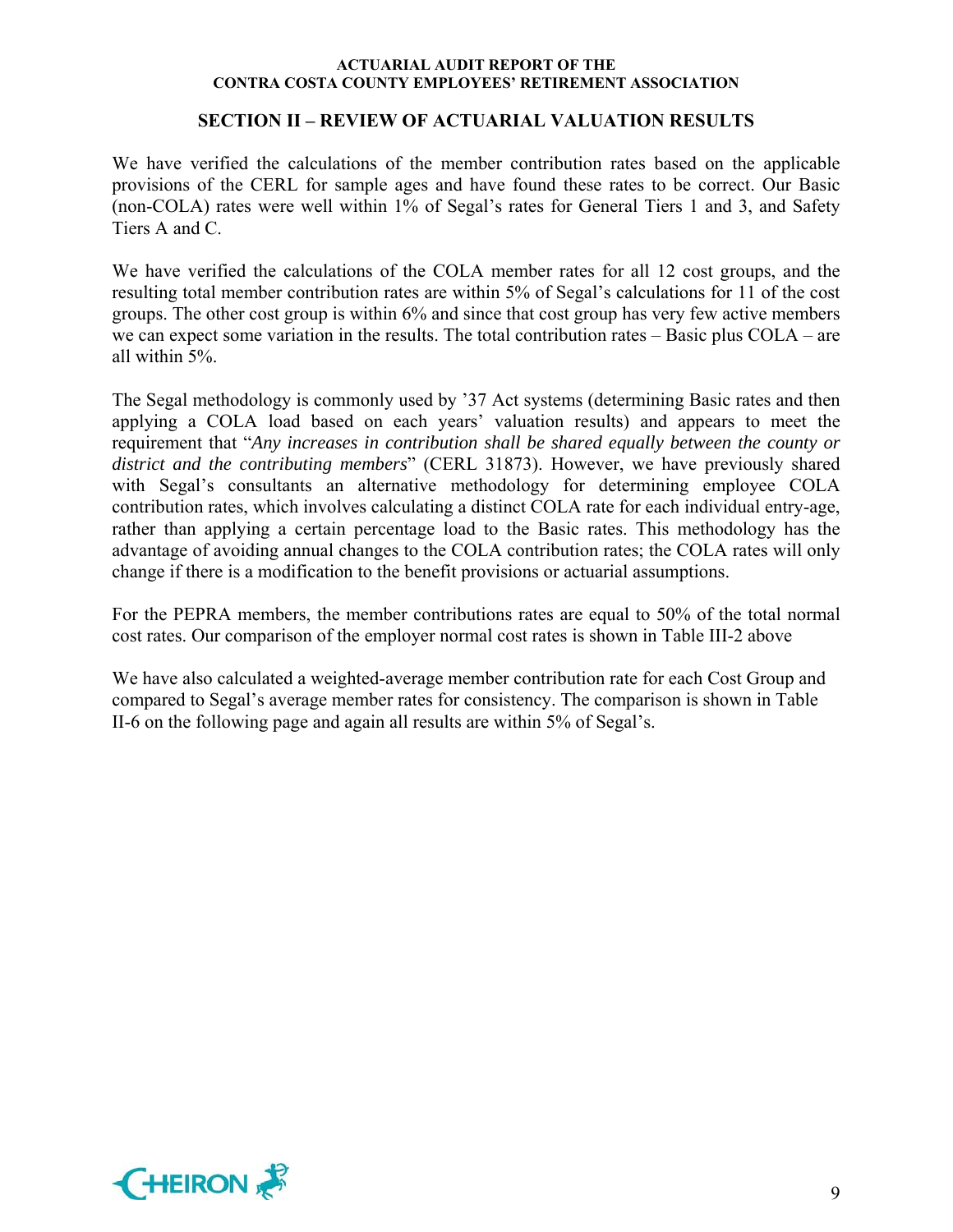## SECTION II – REVIEW OF ACTUARIAL VALUATION RESULTS

We have verified the calculations of the member contribution rates based on the applicable provisions of the CERL for sample ages and have found these rates to be correct. Our Basic (non-COLA) rates were well within 1% of Segal's rates for General Tiers 1 and 3, and Safety Tiers A and C.

We have verified the calculations of the COLA member rates for all 12 cost groups, and the resulting total member contribution rates are within 5% of Segal's calculations for 11 of the cost groups. The other cost group is within 6% and since that cost group has very few active members we can expect some variation in the results. The total contribution rates – Basic plus COLA – are all within 5%.

The Segal methodology is commonly used by '37 Act systems (determining Basic rates and then applying a COLA load based on each years' valuation results) and appears to meet the requirement that "*Any increases in contribution shall be shared equally between the county or district and the contributing members*" (CERL 31873). However, we have previously shared with Segal's consultants an alternative methodology for determining employee COLA contribution rates, which involves calculating a distinct COLA rate for each individual entry-age, rather than applying a certain percentage load to the Basic rates. This methodology has the advantage of avoiding annual changes to the COLA contribution rates; the COLA rates will only change if there is a modification to the benefit provisions or actuarial assumptions.

For the PEPRA members, the member contributions rates are equal to 50% of the total normal cost rates. Our comparison of the employer normal cost rates is shown in Table III-2 above

We have also calculated a weighted-average member contribution rate for each Cost Group and compared to Segal's average member rates for consistency. The comparison is shown in Table II-6 on the following page and again all results are within 5% of Segal's.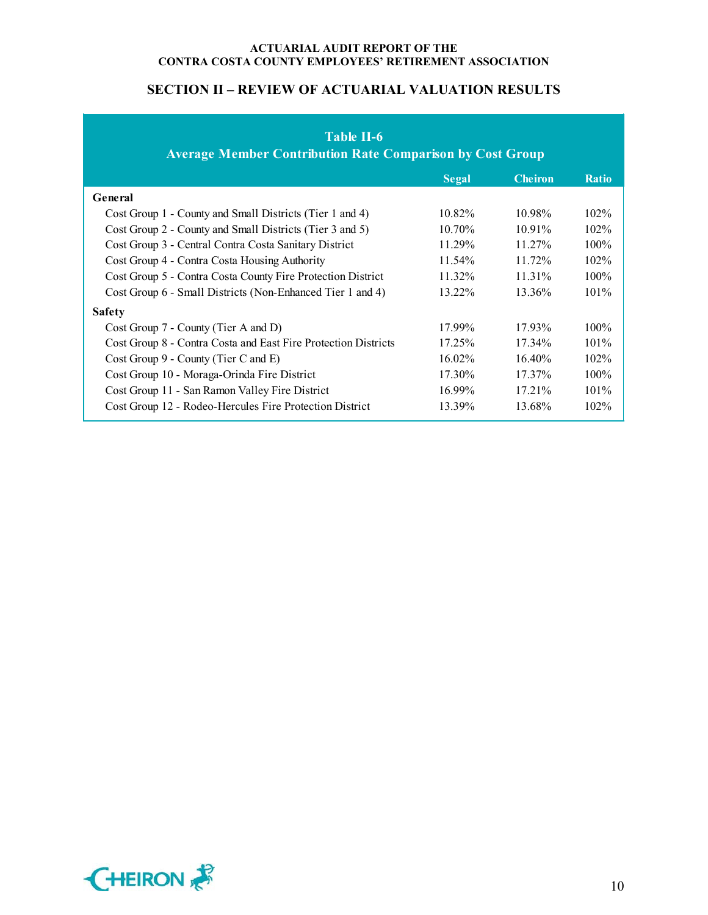## SECTION II – REVIEW OF ACTUARIAL VALUATION RESULTS

**Table II-6**
**Average Member Contribution Rate Comparison by Cost Group**

| | Segal | Cheiron | Ratio |
|---|---|---|---|
| **General** | | | |
| Cost Group 1 - County and Small Districts (Tier 1 and 4) | 10.82% | 10.98% | 102% |
| Cost Group 2 - County and Small Districts (Tier 3 and 5) | 10.70% | 10.91% | 102% |
| Cost Group 3 - Central Contra Costa Sanitary District | 11.29% | 11.27% | 100% |
| Cost Group 4 - Contra Costa Housing Authority | 11.54% | 11.72% | 102% |
| Cost Group 5 - Contra Costa County Fire Protection District | 11.32% | 11.31% | 100% |
| Cost Group 6 - Small Districts (Non-Enhanced Tier 1 and 4) | 13.22% | 13.36% | 101% |
| **Safety** | | | |
| Cost Group 7 - County (Tier A and D) | 17.99% | 17.93% | 100% |
| Cost Group 8 - Contra Costa and East Fire Protection Districts | 17.25% | 17.34% | 101% |
| Cost Group 9 - County (Tier C and E) | 16.02% | 16.40% | 102% |
| Cost Group 10 - Moraga-Orinda Fire District | 17.30% | 17.37% | 100% |
| Cost Group 11 - San Ramon Valley Fire District | 16.99% | 17.21% | 101% |
| Cost Group 12 - Rodeo-Hercules Fire Protection District | 13.39% | 13.68% | 102% |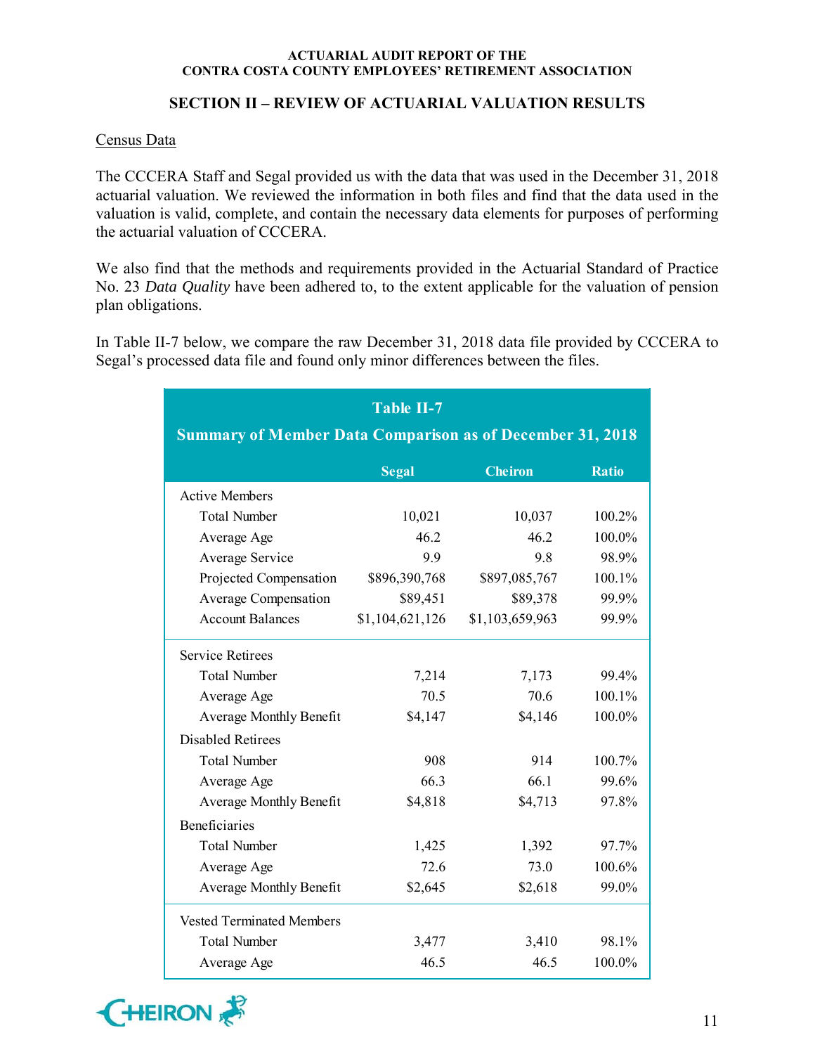## SECTION II – REVIEW OF ACTUARIAL VALUATION RESULTS

Census Data

The CCCERA Staff and Segal provided us with the data that was used in the December 31, 2018 actuarial valuation. We reviewed the information in both files and find that the data used in the valuation is valid, complete, and contain the necessary data elements for purposes of performing the actuarial valuation of CCCERA.

We also find that the methods and requirements provided in the Actuarial Standard of Practice No. 23 *Data Quality* have been adhered to, to the extent applicable for the valuation of pension plan obligations.

In Table II-7 below, we compare the raw December 31, 2018 data file provided by CCCERA to Segal's processed data file and found only minor differences between the files.

**Table II-7**

**Summary of Member Data Comparison as of December 31, 2018**

| | Segal | Cheiron | Ratio |
|---|---|---|---|
| **Active Members** | | | |
| Total Number | 10,021 | 10,037 | 100.2% |
| Average Age | 46.2 | 46.2 | 100.0% |
| Average Service | 9.9 | 9.8 | 98.9% |
| Projected Compensation | $896,390,768 | $897,085,767 | 100.1% |
| Average Compensation | $89,451 | $89,378 | 99.9% |
| Account Balances | $1,104,621,126 | $1,103,659,963 | 99.9% |
| **Service Retirees** | | | |
| Total Number | 7,214 | 7,173 | 99.4% |
| Average Age | 70.5 | 70.6 | 100.1% |
| Average Monthly Benefit | $4,147 | $4,146 | 100.0% |
| **Disabled Retirees** | | | |
| Total Number | 908 | 914 | 100.7% |
| Average Age | 66.3 | 66.1 | 99.6% |
| Average Monthly Benefit | $4,818 | $4,713 | 97.8% |
| **Beneficiaries** | | | |
| Total Number | 1,425 | 1,392 | 97.7% |
| Average Age | 72.6 | 73.0 | 100.6% |
| Average Monthly Benefit | $2,645 | $2,618 | 99.0% |
| **Vested Terminated Members** | | | |
| Total Number | 3,477 | 3,410 | 98.1% |
| Average Age | 46.5 | 46.5 | 100.0% |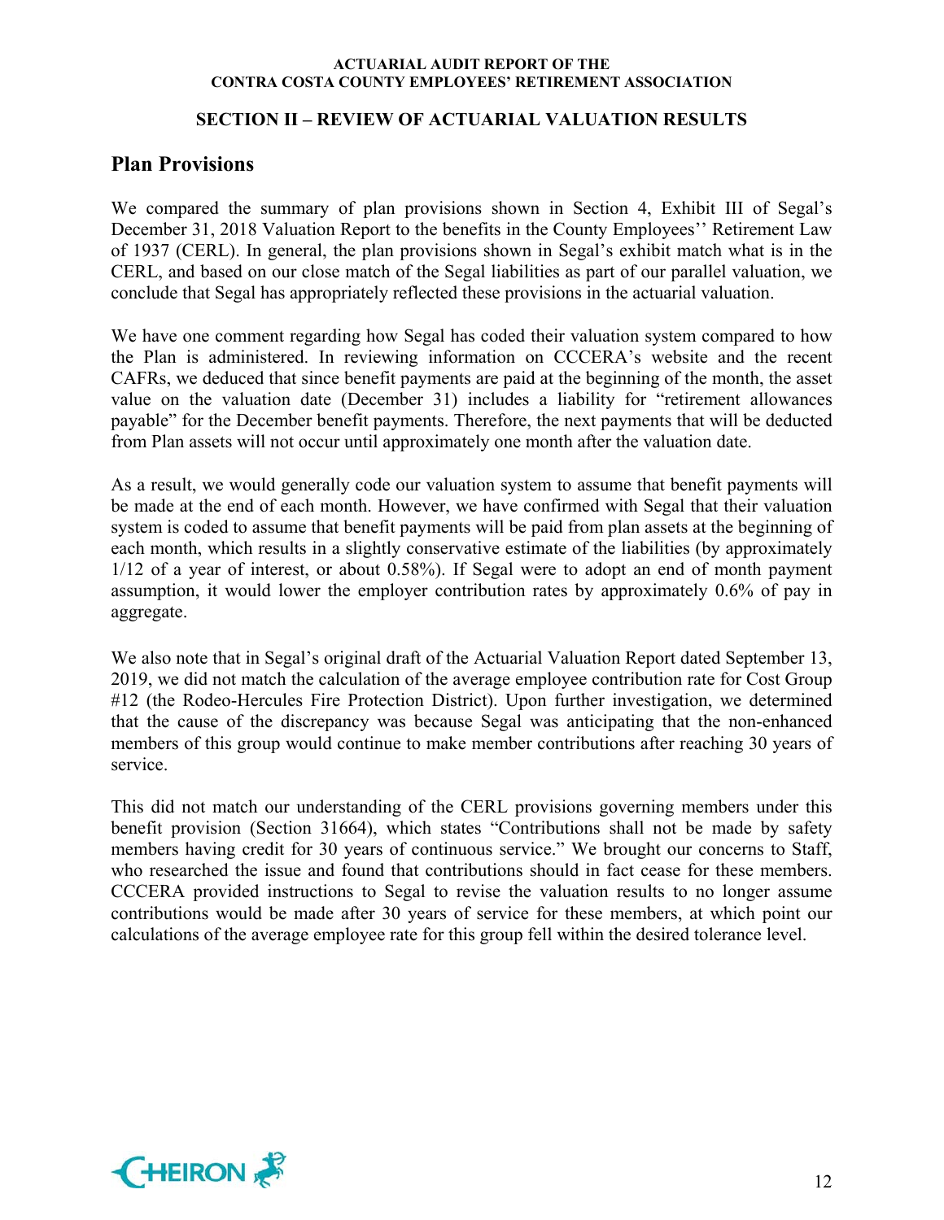## SECTION II – REVIEW OF ACTUARIAL VALUATION RESULTS

### Plan Provisions

We compared the summary of plan provisions shown in Section 4, Exhibit III of Segal's December 31, 2018 Valuation Report to the benefits in the County Employees'' Retirement Law of 1937 (CERL). In general, the plan provisions shown in Segal's exhibit match what is in the CERL, and based on our close match of the Segal liabilities as part of our parallel valuation, we conclude that Segal has appropriately reflected these provisions in the actuarial valuation.

We have one comment regarding how Segal has coded their valuation system compared to how the Plan is administered. In reviewing information on CCCERA's website and the recent CAFRs, we deduced that since benefit payments are paid at the beginning of the month, the asset value on the valuation date (December 31) includes a liability for "retirement allowances payable" for the December benefit payments. Therefore, the next payments that will be deducted from Plan assets will not occur until approximately one month after the valuation date.

As a result, we would generally code our valuation system to assume that benefit payments will be made at the end of each month. However, we have confirmed with Segal that their valuation system is coded to assume that benefit payments will be paid from plan assets at the beginning of each month, which results in a slightly conservative estimate of the liabilities (by approximately 1/12 of a year of interest, or about 0.58%). If Segal were to adopt an end of month payment assumption, it would lower the employer contribution rates by approximately 0.6% of pay in aggregate.

We also note that in Segal's original draft of the Actuarial Valuation Report dated September 13, 2019, we did not match the calculation of the average employee contribution rate for Cost Group #12 (the Rodeo-Hercules Fire Protection District). Upon further investigation, we determined that the cause of the discrepancy was because Segal was anticipating that the non-enhanced members of this group would continue to make member contributions after reaching 30 years of service.

This did not match our understanding of the CERL provisions governing members under this benefit provision (Section 31664), which states "Contributions shall not be made by safety members having credit for 30 years of continuous service." We brought our concerns to Staff, who researched the issue and found that contributions should in fact cease for these members. CCCERA provided instructions to Segal to revise the valuation results to no longer assume contributions would be made after 30 years of service for these members, at which point our calculations of the average employee rate for this group fell within the desired tolerance level.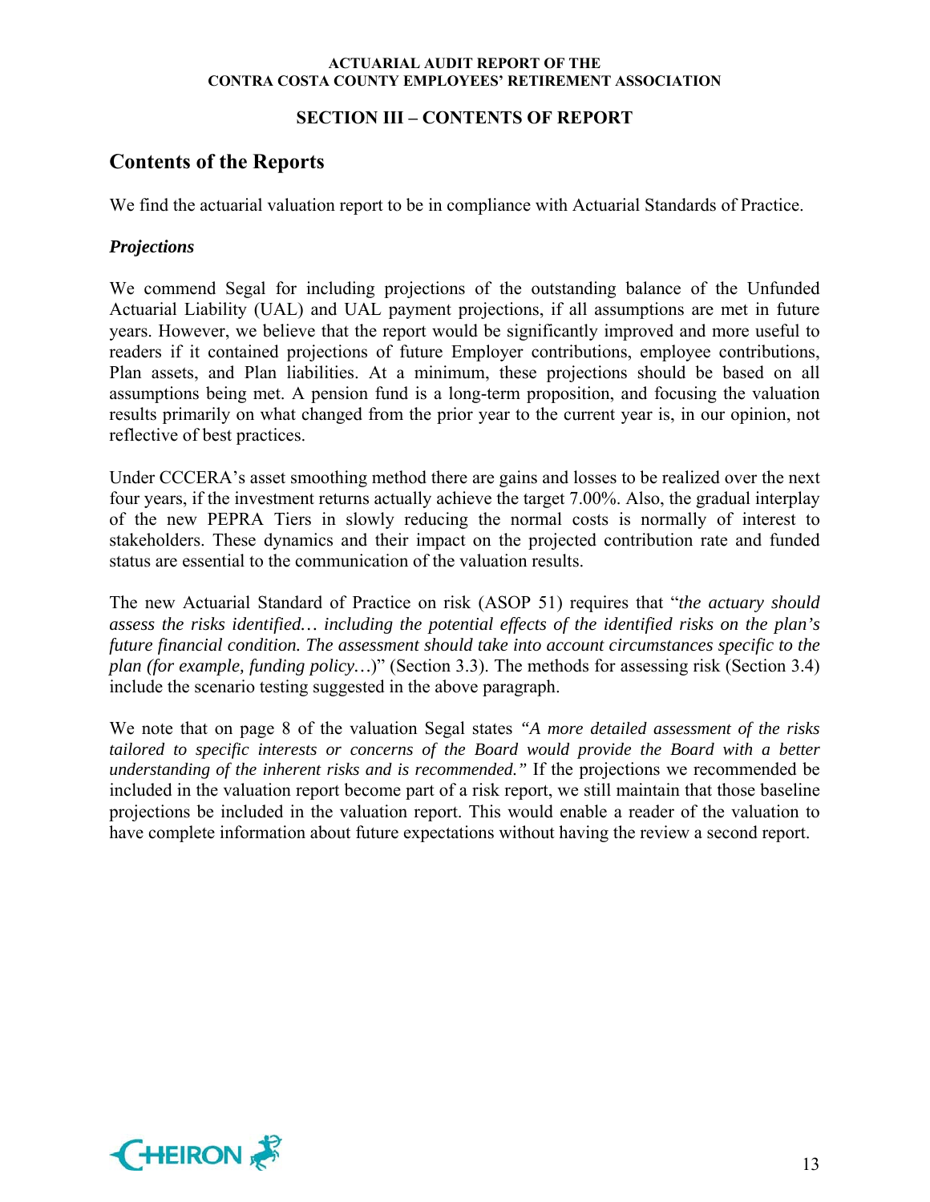## SECTION III – CONTENTS OF REPORT

## Contents of the Reports

We find the actuarial valuation report to be in compliance with Actuarial Standards of Practice.

### *Projections*

We commend Segal for including projections of the outstanding balance of the Unfunded Actuarial Liability (UAL) and UAL payment projections, if all assumptions are met in future years. However, we believe that the report would be significantly improved and more useful to readers if it contained projections of future Employer contributions, employee contributions, Plan assets, and Plan liabilities. At a minimum, these projections should be based on all assumptions being met. A pension fund is a long-term proposition, and focusing the valuation results primarily on what changed from the prior year to the current year is, in our opinion, not reflective of best practices.

Under CCCERA's asset smoothing method there are gains and losses to be realized over the next four years, if the investment returns actually achieve the target 7.00%. Also, the gradual interplay of the new PEPRA Tiers in slowly reducing the normal costs is normally of interest to stakeholders. These dynamics and their impact on the projected contribution rate and funded status are essential to the communication of the valuation results.

The new Actuarial Standard of Practice on risk (ASOP 51) requires that "*the actuary should assess the risks identified… including the potential effects of the identified risks on the plan's future financial condition. The assessment should take into account circumstances specific to the plan (for example, funding policy…*)" (Section 3.3). The methods for assessing risk (Section 3.4) include the scenario testing suggested in the above paragraph.

We note that on page 8 of the valuation Segal states *"A more detailed assessment of the risks tailored to specific interests or concerns of the Board would provide the Board with a better understanding of the inherent risks and is recommended."* If the projections we recommended be included in the valuation report become part of a risk report, we still maintain that those baseline projections be included in the valuation report. This would enable a reader of the valuation to have complete information about future expectations without having the review a second report.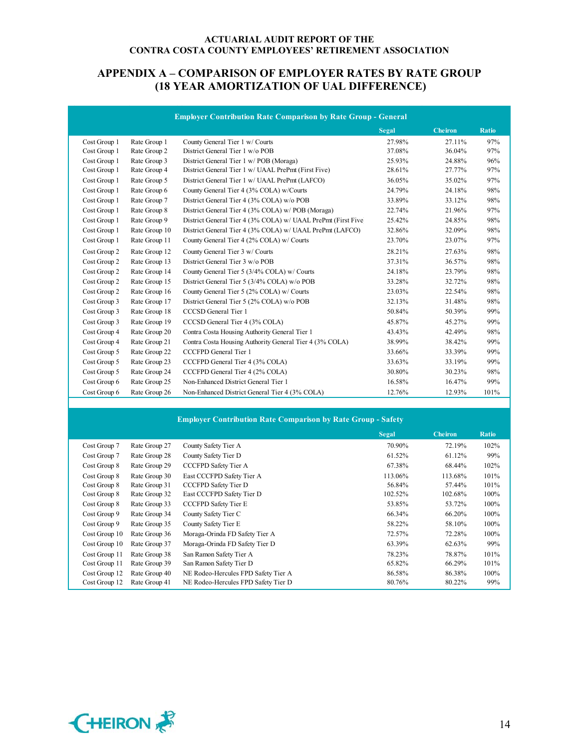# APPENDIX A – COMPARISON OF EMPLOYER RATES BY RATE GROUP (18 YEAR AMORTIZATION OF UAL DIFFERENCE)

**Employer Contribution Rate Comparison by Rate Group - General**

| | | | Segal | Cheiron | Ratio |
|---|---|---|---|---|---|
| Cost Group 1 | Rate Group 1 | County General Tier 1 w/ Courts | 27.98% | 27.11% | 97% |
| Cost Group 1 | Rate Group 2 | District General Tier 1 w/o POB | 37.08% | 36.04% | 97% |
| Cost Group 1 | Rate Group 3 | District General Tier 1 w/ POB (Moraga) | 25.93% | 24.88% | 96% |
| Cost Group 1 | Rate Group 4 | District General Tier 1 w/ UAAL PrePmt (First Five) | 28.61% | 27.77% | 97% |
| Cost Group 1 | Rate Group 5 | District General Tier 1 w/ UAAL PrePmt (LAFCO) | 36.05% | 35.02% | 97% |
| Cost Group 1 | Rate Group 6 | County General Tier 4 (3% COLA) w/Courts | 24.79% | 24.18% | 98% |
| Cost Group 1 | Rate Group 7 | District General Tier 4 (3% COLA) w/o POB | 33.89% | 33.12% | 98% |
| Cost Group 1 | Rate Group 8 | District General Tier 4 (3% COLA) w/ POB (Moraga) | 22.74% | 21.96% | 97% |
| Cost Group 1 | Rate Group 9 | District General Tier 4 (3% COLA) w/ UAAL PrePmt (First Five | 25.42% | 24.85% | 98% |
| Cost Group 1 | Rate Group 10 | District General Tier 4 (3% COLA) w/ UAAL PrePmt (LAFCO) | 32.86% | 32.09% | 98% |
| Cost Group 1 | Rate Group 11 | County General Tier 4 (2% COLA) w/ Courts | 23.70% | 23.07% | 97% |
| Cost Group 2 | Rate Group 12 | County General Tier 3 w/ Courts | 28.21% | 27.63% | 98% |
| Cost Group 2 | Rate Group 13 | District General Tier 3 w/o POB | 37.31% | 36.57% | 98% |
| Cost Group 2 | Rate Group 14 | County General Tier 5 (3/4% COLA) w/ Courts | 24.18% | 23.79% | 98% |
| Cost Group 2 | Rate Group 15 | District General Tier 5 (3/4% COLA) w/o POB | 33.28% | 32.72% | 98% |
| Cost Group 2 | Rate Group 16 | County General Tier 5 (2% COLA) w/ Courts | 23.03% | 22.54% | 98% |
| Cost Group 3 | Rate Group 17 | District General Tier 5 (2% COLA) w/o POB | 32.13% | 31.48% | 98% |
| Cost Group 3 | Rate Group 18 | CCCSD General Tier 1 | 50.84% | 50.39% | 99% |
| Cost Group 3 | Rate Group 19 | CCCSD General Tier 4 (3% COLA) | 45.87% | 45.27% | 99% |
| Cost Group 4 | Rate Group 20 | Contra Costa Housing Authority General Tier 1 | 43.43% | 42.49% | 98% |
| Cost Group 4 | Rate Group 21 | Contra Costa Housing Authority General Tier 4 (3% COLA) | 38.99% | 38.42% | 99% |
| Cost Group 5 | Rate Group 22 | CCCFPD General Tier 1 | 33.66% | 33.39% | 99% |
| Cost Group 5 | Rate Group 23 | CCCFPD General Tier 4 (3% COLA) | 33.63% | 33.19% | 99% |
| Cost Group 5 | Rate Group 24 | CCCFPD General Tier 4 (2% COLA) | 30.80% | 30.23% | 98% |
| Cost Group 6 | Rate Group 25 | Non-Enhanced District General Tier 1 | 16.58% | 16.47% | 99% |
| Cost Group 6 | Rate Group 26 | Non-Enhanced District General Tier 4 (3% COLA) | 12.76% | 12.93% | 101% |

**Employer Contribution Rate Comparison by Rate Group - Safety**

| | | | Segal | Cheiron | Ratio |
|---|---|---|---|---|---|
| Cost Group 7 | Rate Group 27 | County Safety Tier A | 70.90% | 72.19% | 102% |
| Cost Group 7 | Rate Group 28 | County Safety Tier D | 61.52% | 61.12% | 99% |
| Cost Group 8 | Rate Group 29 | CCCFPD Safety Tier A | 67.38% | 68.44% | 102% |
| Cost Group 8 | Rate Group 30 | East CCCFPD Safety Tier A | 113.06% | 113.68% | 101% |
| Cost Group 8 | Rate Group 31 | CCCFPD Safety Tier D | 56.84% | 57.44% | 101% |
| Cost Group 8 | Rate Group 32 | East CCCFPD Safety Tier D | 102.52% | 102.68% | 100% |
| Cost Group 8 | Rate Group 33 | CCCFPD Safety Tier E | 53.85% | 53.72% | 100% |
| Cost Group 9 | Rate Group 34 | County Safety Tier C | 66.34% | 66.20% | 100% |
| Cost Group 9 | Rate Group 35 | County Safety Tier E | 58.22% | 58.10% | 100% |
| Cost Group 10 | Rate Group 36 | Moraga-Orinda FD Safety Tier A | 72.57% | 72.28% | 100% |
| Cost Group 10 | Rate Group 37 | Moraga-Orinda FD Safety Tier D | 63.39% | 62.63% | 99% |
| Cost Group 11 | Rate Group 38 | San Ramon Safety Tier A | 78.23% | 78.87% | 101% |
| Cost Group 11 | Rate Group 39 | San Ramon Safety Tier D | 65.82% | 66.29% | 101% |
| Cost Group 12 | Rate Group 40 | NE Rodeo-Hercules FPD Safety Tier A | 86.58% | 86.38% | 100% |
| Cost Group 12 | Rate Group 41 | NE Rodeo-Hercules FPD Safety Tier D | 80.76% | 80.22% | 99% |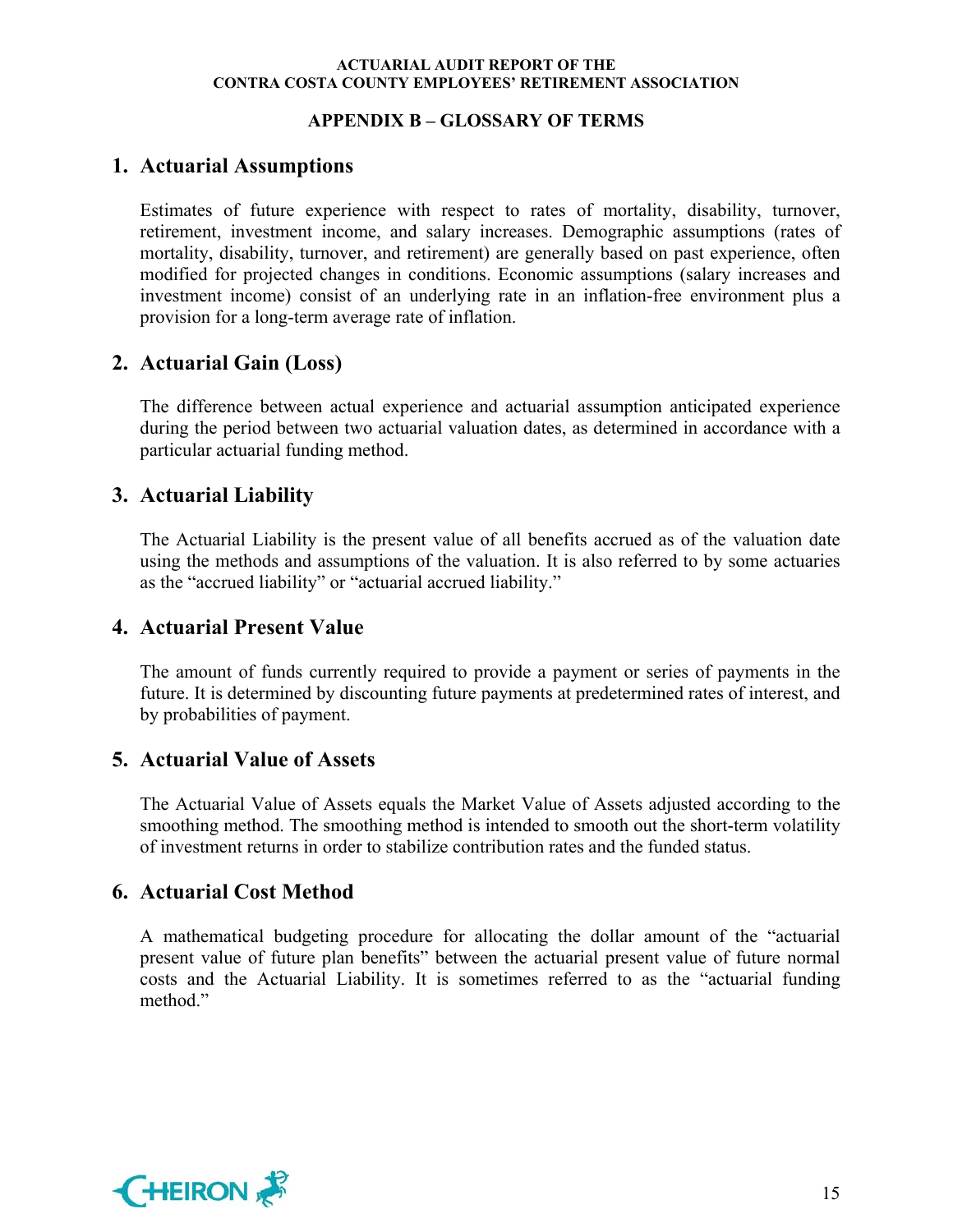## APPENDIX B – GLOSSARY OF TERMS

### 1. Actuarial Assumptions

Estimates of future experience with respect to rates of mortality, disability, turnover, retirement, investment income, and salary increases. Demographic assumptions (rates of mortality, disability, turnover, and retirement) are generally based on past experience, often modified for projected changes in conditions. Economic assumptions (salary increases and investment income) consist of an underlying rate in an inflation-free environment plus a provision for a long-term average rate of inflation.

### 2. Actuarial Gain (Loss)

The difference between actual experience and actuarial assumption anticipated experience during the period between two actuarial valuation dates, as determined in accordance with a particular actuarial funding method.

### 3. Actuarial Liability

The Actuarial Liability is the present value of all benefits accrued as of the valuation date using the methods and assumptions of the valuation. It is also referred to by some actuaries as the "accrued liability" or "actuarial accrued liability."

### 4. Actuarial Present Value

The amount of funds currently required to provide a payment or series of payments in the future. It is determined by discounting future payments at predetermined rates of interest, and by probabilities of payment.

### 5. Actuarial Value of Assets

The Actuarial Value of Assets equals the Market Value of Assets adjusted according to the smoothing method. The smoothing method is intended to smooth out the short-term volatility of investment returns in order to stabilize contribution rates and the funded status.

### 6. Actuarial Cost Method

A mathematical budgeting procedure for allocating the dollar amount of the "actuarial present value of future plan benefits" between the actuarial present value of future normal costs and the Actuarial Liability. It is sometimes referred to as the "actuarial funding method."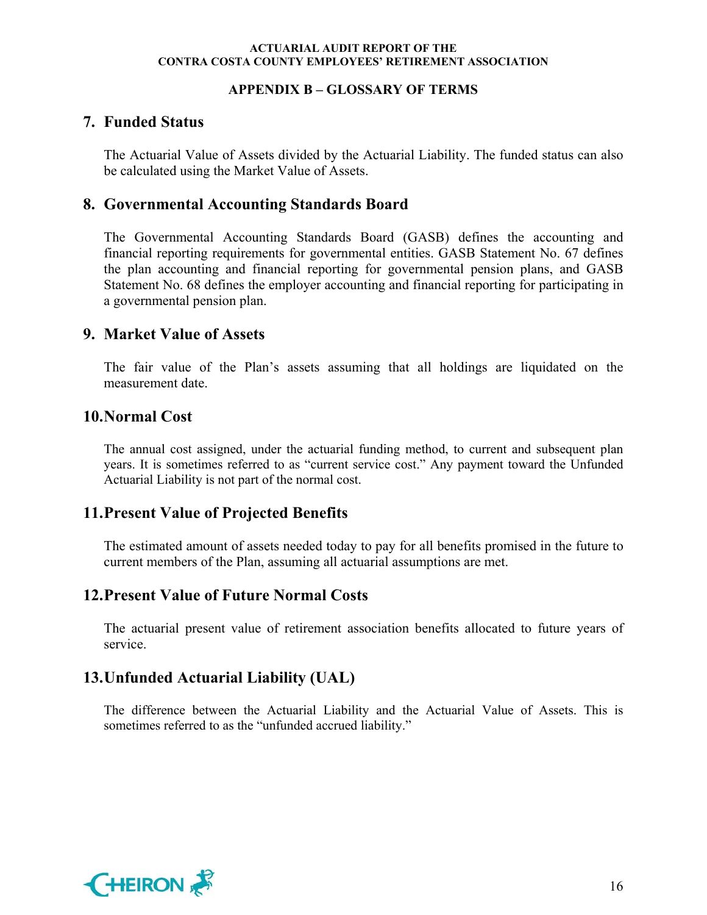## APPENDIX B – GLOSSARY OF TERMS

### 7. Funded Status

The Actuarial Value of Assets divided by the Actuarial Liability. The funded status can also be calculated using the Market Value of Assets.

### 8. Governmental Accounting Standards Board

The Governmental Accounting Standards Board (GASB) defines the accounting and financial reporting requirements for governmental entities. GASB Statement No. 67 defines the plan accounting and financial reporting for governmental pension plans, and GASB Statement No. 68 defines the employer accounting and financial reporting for participating in a governmental pension plan.

### 9. Market Value of Assets

The fair value of the Plan's assets assuming that all holdings are liquidated on the measurement date.

### 10. Normal Cost

The annual cost assigned, under the actuarial funding method, to current and subsequent plan years. It is sometimes referred to as "current service cost." Any payment toward the Unfunded Actuarial Liability is not part of the normal cost.

### 11. Present Value of Projected Benefits

The estimated amount of assets needed today to pay for all benefits promised in the future to current members of the Plan, assuming all actuarial assumptions are met.

### 12. Present Value of Future Normal Costs

The actuarial present value of retirement association benefits allocated to future years of service.

### 13. Unfunded Actuarial Liability (UAL)

The difference between the Actuarial Liability and the Actuarial Value of Assets. This is sometimes referred to as the "unfunded accrued liability."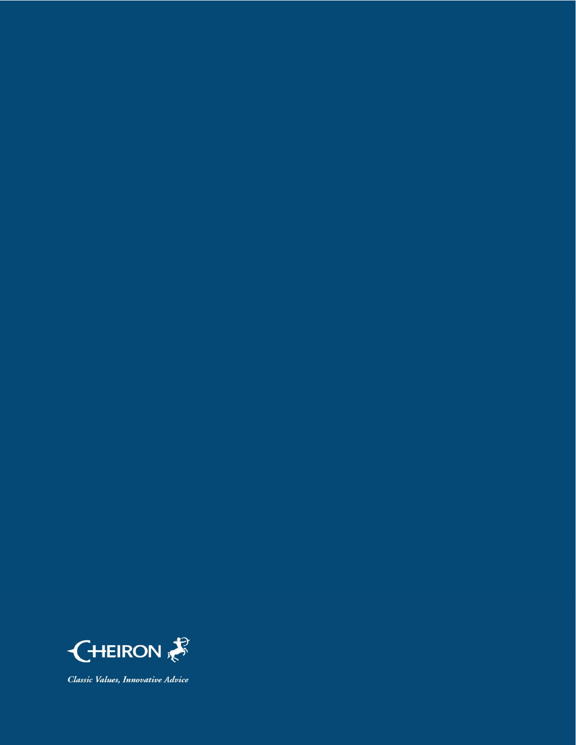CHEIRON

*Classic Values, Innovative Advice*